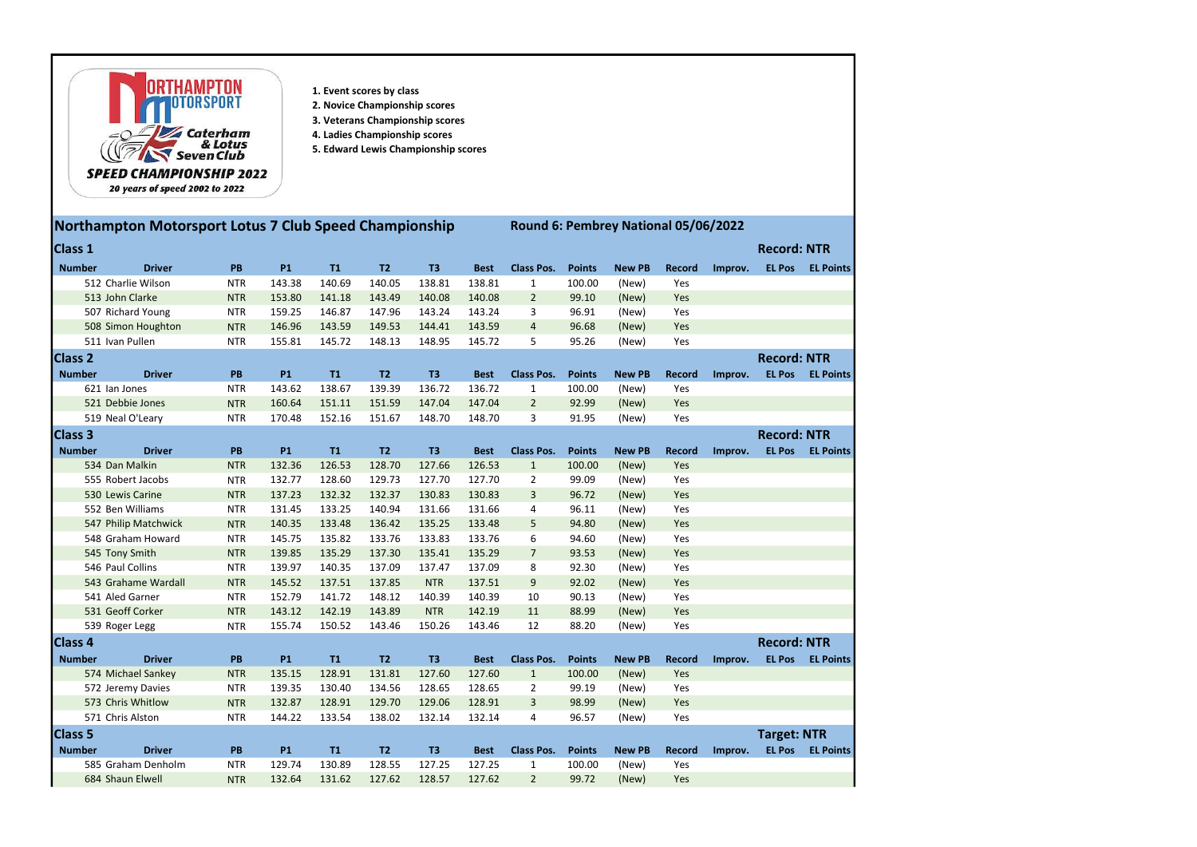NORTHAMPTON MOTORSPORT
Caterham & Lotus Seven Club
**SPEED CHAMPIONSHIP 2022**
*20 years of speed 2002 to 2022*

1. **Event scores by class**
2. **Novice Championship scores**
3. **Veterans Championship scores**
4. **Ladies Championship scores**
5. **Edward Lewis Championship scores**

## Northampton Motorsport Lotus 7 Club Speed Championship

**Round 6: Pembrey National 05/06/2022**

### Class 1

**Record: NTR**

| Number | Driver | PB | P1 | T1 | T2 | T3 | Best | Class Pos. | Points | New PB | Record | Improv. | EL Pos | EL Points |
|---|---|---|---|---|---|---|---|---|---|---|---|---|---|---|
| 512 | Charlie Wilson | NTR | 143.38 | 140.69 | 140.05 | 138.81 | 138.81 | 1 | 100.00 | (New) | Yes | | | |
| 513 | John Clarke | NTR | 153.80 | 141.18 | 143.49 | 140.08 | 140.08 | 2 | 99.10 | (New) | Yes | | | |
| 507 | Richard Young | NTR | 159.25 | 146.87 | 147.96 | 143.24 | 143.24 | 3 | 96.91 | (New) | Yes | | | |
| 508 | Simon Houghton | NTR | 146.96 | 143.59 | 149.53 | 144.41 | 143.59 | 4 | 96.68 | (New) | Yes | | | |
| 511 | Ivan Pullen | NTR | 155.81 | 145.72 | 148.13 | 148.95 | 145.72 | 5 | 95.26 | (New) | Yes | | | |

### Class 2

**Record: NTR**

| Number | Driver | PB | P1 | T1 | T2 | T3 | Best | Class Pos. | Points | New PB | Record | Improv. | EL Pos | EL Points |
|---|---|---|---|---|---|---|---|---|---|---|---|---|---|---|
| 621 | Ian Jones | NTR | 143.62 | 138.67 | 139.39 | 136.72 | 136.72 | 1 | 100.00 | (New) | Yes | | | |
| 521 | Debbie Jones | NTR | 160.64 | 151.11 | 151.59 | 147.04 | 147.04 | 2 | 92.99 | (New) | Yes | | | |
| 519 | Neal O'Leary | NTR | 170.48 | 152.16 | 151.67 | 148.70 | 148.70 | 3 | 91.95 | (New) | Yes | | | |

### Class 3

**Record: NTR**

| Number | Driver | PB | P1 | T1 | T2 | T3 | Best | Class Pos. | Points | New PB | Record | Improv. | EL Pos | EL Points |
|---|---|---|---|---|---|---|---|---|---|---|---|---|---|---|
| 534 | Dan Malkin | NTR | 132.36 | 126.53 | 128.70 | 127.66 | 126.53 | 1 | 100.00 | (New) | Yes | | | |
| 555 | Robert Jacobs | NTR | 132.77 | 128.60 | 129.73 | 127.70 | 127.70 | 2 | 99.09 | (New) | Yes | | | |
| 530 | Lewis Carine | NTR | 137.23 | 132.32 | 132.37 | 130.83 | 130.83 | 3 | 96.72 | (New) | Yes | | | |
| 552 | Ben Williams | NTR | 131.45 | 133.25 | 140.94 | 131.66 | 131.66 | 4 | 96.11 | (New) | Yes | | | |
| 547 | Philip Matchwick | NTR | 140.35 | 133.48 | 136.42 | 135.25 | 133.48 | 5 | 94.80 | (New) | Yes | | | |
| 548 | Graham Howard | NTR | 145.75 | 135.82 | 133.76 | 133.83 | 133.76 | 6 | 94.60 | (New) | Yes | | | |
| 545 | Tony Smith | NTR | 139.85 | 135.29 | 137.30 | 135.41 | 135.29 | 7 | 93.53 | (New) | Yes | | | |
| 546 | Paul Collins | NTR | 139.97 | 140.35 | 137.09 | 137.47 | 137.09 | 8 | 92.30 | (New) | Yes | | | |
| 543 | Grahame Wardall | NTR | 145.52 | 137.51 | 137.85 | NTR | 137.51 | 9 | 92.02 | (New) | Yes | | | |
| 541 | Aled Garner | NTR | 152.79 | 141.72 | 148.12 | 140.39 | 140.39 | 10 | 90.13 | (New) | Yes | | | |
| 531 | Geoff Corker | NTR | 143.12 | 142.19 | 143.89 | NTR | 142.19 | 11 | 88.99 | (New) | Yes | | | |
| 539 | Roger Legg | NTR | 155.74 | 150.52 | 143.46 | 150.26 | 143.46 | 12 | 88.20 | (New) | Yes | | | |

### Class 4

**Record: NTR**

| Number | Driver | PB | P1 | T1 | T2 | T3 | Best | Class Pos. | Points | New PB | Record | Improv. | EL Pos | EL Points |
|---|---|---|---|---|---|---|---|---|---|---|---|---|---|---|
| 574 | Michael Sankey | NTR | 135.15 | 128.91 | 131.81 | 127.60 | 127.60 | 1 | 100.00 | (New) | Yes | | | |
| 572 | Jeremy Davies | NTR | 139.35 | 130.40 | 134.56 | 128.65 | 128.65 | 2 | 99.19 | (New) | Yes | | | |
| 573 | Chris Whitlow | NTR | 132.87 | 128.91 | 129.70 | 129.06 | 128.91 | 3 | 98.99 | (New) | Yes | | | |
| 571 | Chris Alston | NTR | 144.22 | 133.54 | 138.02 | 132.14 | 132.14 | 4 | 96.57 | (New) | Yes | | | |

### Class 5

**Target: NTR**

| Number | Driver | PB | P1 | T1 | T2 | T3 | Best | Class Pos. | Points | New PB | Record | Improv. | EL Pos | EL Points |
|---|---|---|---|---|---|---|---|---|---|---|---|---|---|---|
| 585 | Graham Denholm | NTR | 129.74 | 130.89 | 128.55 | 127.25 | 127.25 | 1 | 100.00 | (New) | Yes | | | |
| 684 | Shaun Elwell | NTR | 132.64 | 131.62 | 127.62 | 128.57 | 127.62 | 2 | 99.72 | (New) | Yes | | | |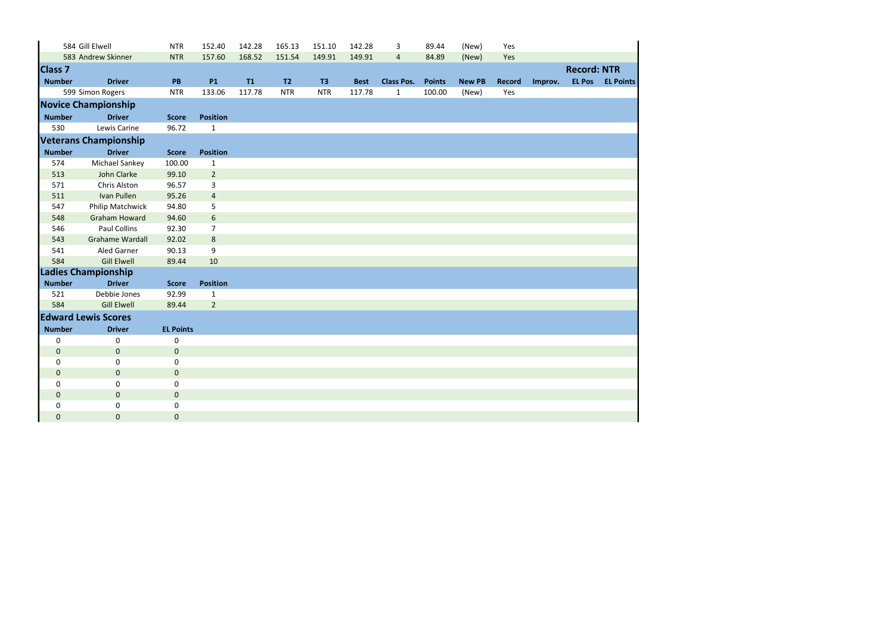| Number | Driver | PB | P1 | T1 | T2 | T3 | Best | Class Pos. | Points | New PB | Record | Improv. | EL Pos | EL Points |
|---|---|---|---|---|---|---|---|---|---|---|---|---|---|---|
| 584 | Gill Elwell | NTR | 152.40 | 142.28 | 165.13 | 151.10 | 142.28 | 3 | 89.44 | (New) | Yes | | | |
| 583 | Andrew Skinner | NTR | 157.60 | 168.52 | 151.54 | 149.91 | 149.91 | 4 | 84.89 | (New) | Yes | | | |

## Class 7

**Record: NTR**

| Number | Driver | PB | P1 | T1 | T2 | T3 | Best | Class Pos. | Points | New PB | Record | Improv. | EL Pos | EL Points |
|---|---|---|---|---|---|---|---|---|---|---|---|---|---|---|
| 599 | Simon Rogers | NTR | 133.06 | 117.78 | NTR | NTR | 117.78 | 1 | 100.00 | (New) | Yes | | | |

## Novice Championship

| Number | Driver | Score | Position |
|---|---|---|---|
| 530 | Lewis Carine | 96.72 | 1 |

## Veterans Championship

| Number | Driver | Score | Position |
|---|---|---|---|
| 574 | Michael Sankey | 100.00 | 1 |
| 513 | John Clarke | 99.10 | 2 |
| 571 | Chris Alston | 96.57 | 3 |
| 511 | Ivan Pullen | 95.26 | 4 |
| 547 | Philip Matchwick | 94.80 | 5 |
| 548 | Graham Howard | 94.60 | 6 |
| 546 | Paul Collins | 92.30 | 7 |
| 543 | Grahame Wardall | 92.02 | 8 |
| 541 | Aled Garner | 90.13 | 9 |
| 584 | Gill Elwell | 89.44 | 10 |

## Ladies Championship

| Number | Driver | Score | Position |
|---|---|---|---|
| 521 | Debbie Jones | 92.99 | 1 |
| 584 | Gill Elwell | 89.44 | 2 |

## Edward Lewis Scores

| Number | Driver | EL Points |
|---|---|---|
| 0 | 0 | 0 |
| 0 | 0 | 0 |
| 0 | 0 | 0 |
| 0 | 0 | 0 |
| 0 | 0 | 0 |
| 0 | 0 | 0 |
| 0 | 0 | 0 |
| 0 | 0 | 0 |